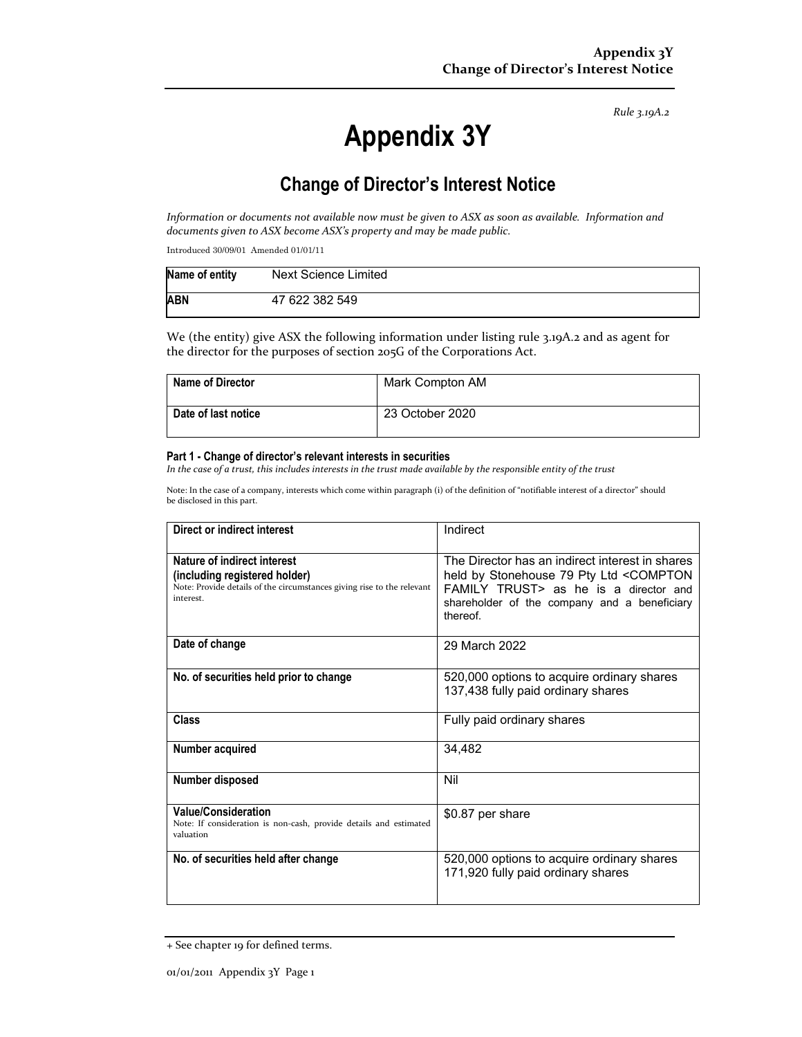*Rule 3.19A.2*

# Appendix 3Y

## Change of Director's Interest Notice

*Information or documents not available now must be given to ASX as soon as available. Information and documents given to ASX become ASX's property and may be made public.*

Introduced 30/09/01 Amended 01/01/11

| Name of entity | Next Science Limited |
|---|---|
| ABN | 47 622 382 549 |

We (the entity) give ASX the following information under listing rule 3.19A.2 and as agent for the director for the purposes of section 205G of the Corporations Act.

| Name of Director | Mark Compton AM |
|---|---|
| Date of last notice | 23 October 2020 |

#### Part 1 - Change of director's relevant interests in securities

*In the case of a trust, this includes interests in the trust made available by the responsible entity of the trust*

Note: In the case of a company, interests which come within paragraph (i) of the definition of "notifiable interest of a director" should be disclosed in this part.

| Direct or indirect interest | Indirect |
|---|---|
| **Nature of indirect interest (including registered holder)**<br>Note: Provide details of the circumstances giving rise to the relevant interest. | The Director has an indirect interest in shares held by Stonehouse 79 Pty Ltd <COMPTON FAMILY TRUST> as he is a director and shareholder of the company and a beneficiary thereof. |
| **Date of change** | 29 March 2022 |
| **No. of securities held prior to change** | 520,000 options to acquire ordinary shares<br>137,438 fully paid ordinary shares |
| **Class** | Fully paid ordinary shares |
| **Number acquired** | 34,482 |
| **Number disposed** | Nil |
| **Value/Consideration**<br>Note: If consideration is non-cash, provide details and estimated valuation | $0.87 per share |
| **No. of securities held after change** | 520,000 options to acquire ordinary shares<br>171,920 fully paid ordinary shares |

+ See chapter 19 for defined terms.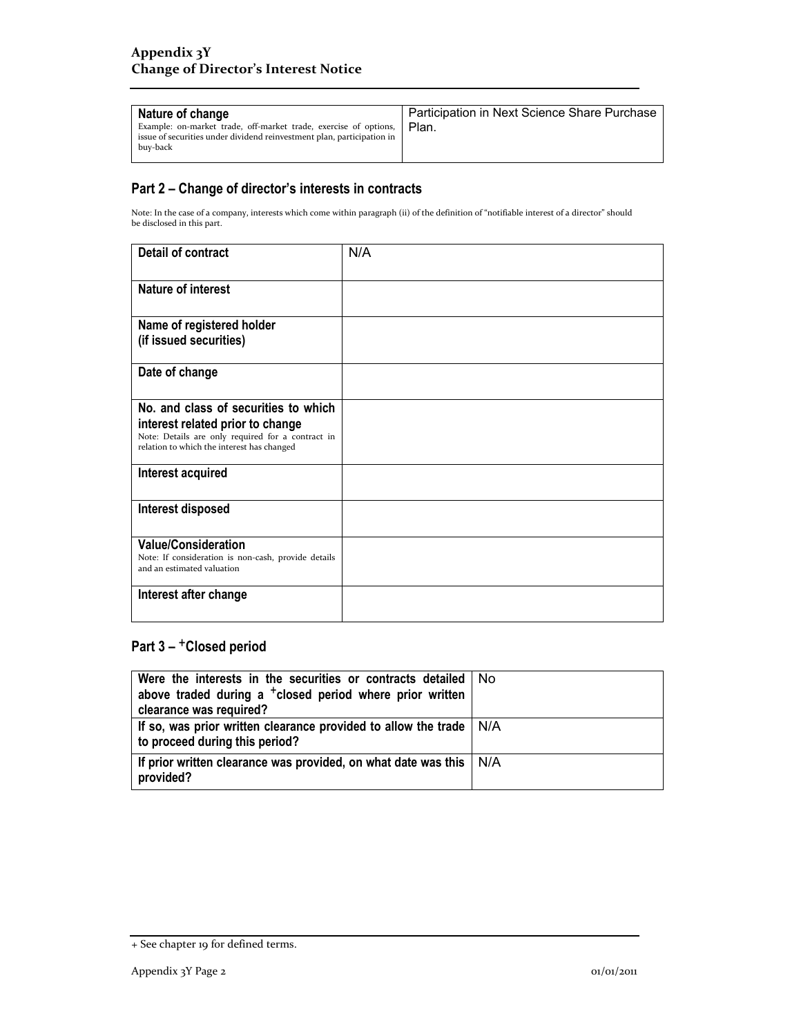## Appendix 3Y
## Change of Director's Interest Notice

| | |
|---|---|
| **Nature of change**<br>Example: on-market trade, off-market trade, exercise of options, issue of securities under dividend reinvestment plan, participation in buy-back | Participation in Next Science Share Purchase Plan. |

## Part 2 – Change of director's interests in contracts

Note: In the case of a company, interests which come within paragraph (ii) of the definition of "notifiable interest of a director" should be disclosed in this part.

| | |
|---|---|
| **Detail of contract** | N/A |
| **Nature of interest** | |
| **Name of registered holder (if issued securities)** | |
| **Date of change** | |
| **No. and class of securities to which interest related prior to change**<br>Note: Details are only required for a contract in relation to which the interest has changed | |
| **Interest acquired** | |
| **Interest disposed** | |
| **Value/Consideration**<br>Note: If consideration is non-cash, provide details and an estimated valuation | |
| **Interest after change** | |

## Part 3 – +Closed period

| | |
|---|---|
| **Were the interests in the securities or contracts detailed above traded during a +closed period where prior written clearance was required?** | No |
| **If so, was prior written clearance provided to allow the trade to proceed during this period?** | N/A |
| **If prior written clearance was provided, on what date was this provided?** | N/A |

+ See chapter 19 for defined terms.